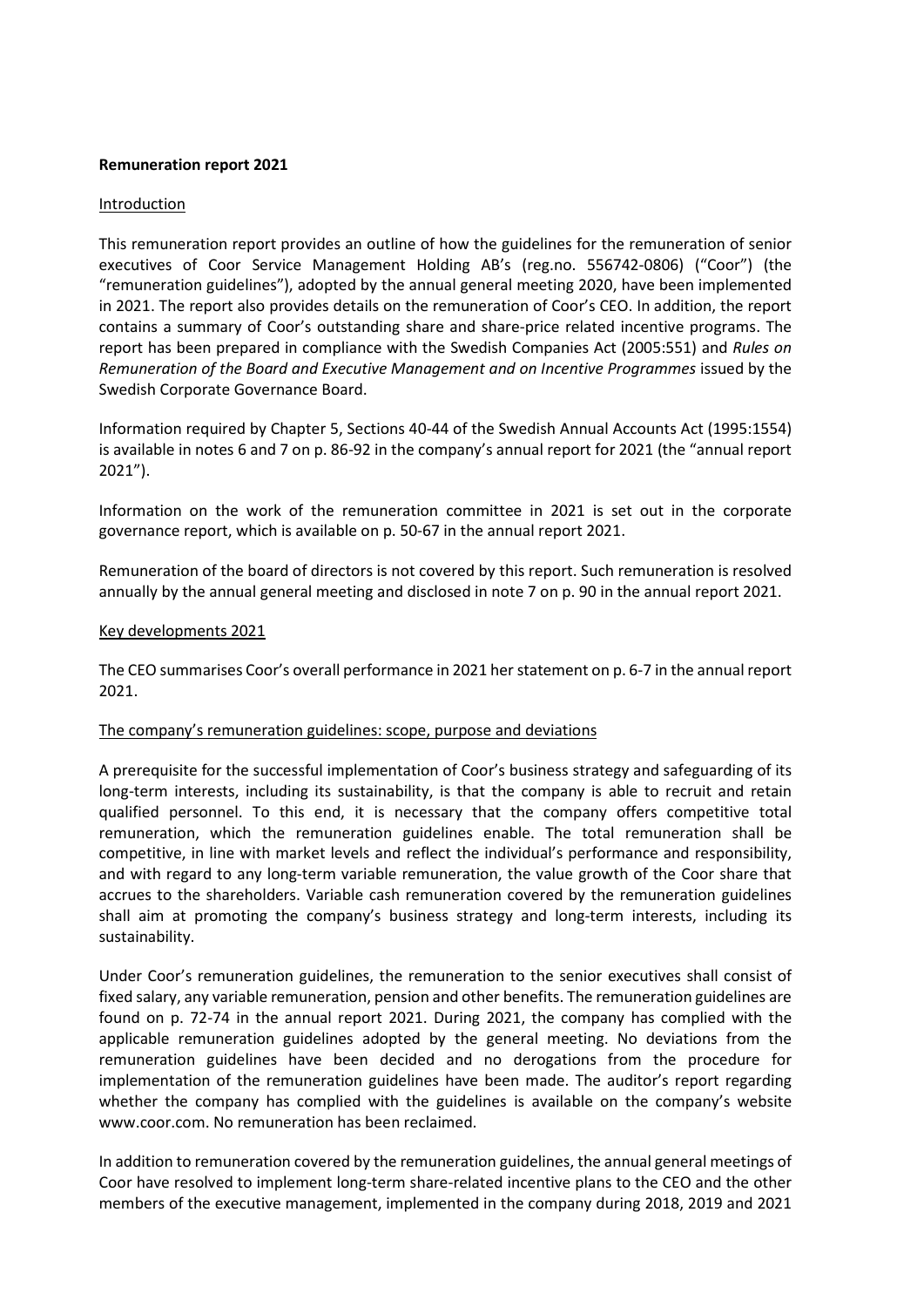# Remuneration report 2021

## Introduction

This remuneration report provides an outline of how the guidelines for the remuneration of senior executives of Coor Service Management Holding AB's (reg.no. 556742-0806) ("Coor") (the "remuneration guidelines"), adopted by the annual general meeting 2020, have been implemented in 2021. The report also provides details on the remuneration of Coor's CEO. In addition, the report contains a summary of Coor's outstanding share and share-price related incentive programs. The report has been prepared in compliance with the Swedish Companies Act (2005:551) and *Rules on Remuneration of the Board and Executive Management and on Incentive Programmes* issued by the Swedish Corporate Governance Board.

Information required by Chapter 5, Sections 40-44 of the Swedish Annual Accounts Act (1995:1554) is available in notes 6 and 7 on p. 86-92 in the company's annual report for 2021 (the "annual report 2021").

Information on the work of the remuneration committee in 2021 is set out in the corporate governance report, which is available on p. 50-67 in the annual report 2021.

Remuneration of the board of directors is not covered by this report. Such remuneration is resolved annually by the annual general meeting and disclosed in note 7 on p. 90 in the annual report 2021.

## Key developments 2021

The CEO summarises Coor's overall performance in 2021 her statement on p. 6-7 in the annual report 2021.

## The company's remuneration guidelines: scope, purpose and deviations

A prerequisite for the successful implementation of Coor's business strategy and safeguarding of its long-term interests, including its sustainability, is that the company is able to recruit and retain qualified personnel. To this end, it is necessary that the company offers competitive total remuneration, which the remuneration guidelines enable. The total remuneration shall be competitive, in line with market levels and reflect the individual's performance and responsibility, and with regard to any long-term variable remuneration, the value growth of the Coor share that accrues to the shareholders. Variable cash remuneration covered by the remuneration guidelines shall aim at promoting the company's business strategy and long-term interests, including its sustainability.

Under Coor's remuneration guidelines, the remuneration to the senior executives shall consist of fixed salary, any variable remuneration, pension and other benefits. The remuneration guidelines are found on p. 72-74 in the annual report 2021. During 2021, the company has complied with the applicable remuneration guidelines adopted by the general meeting. No deviations from the remuneration guidelines have been decided and no derogations from the procedure for implementation of the remuneration guidelines have been made. The auditor's report regarding whether the company has complied with the guidelines is available on the company's website www.coor.com. No remuneration has been reclaimed.

In addition to remuneration covered by the remuneration guidelines, the annual general meetings of Coor have resolved to implement long-term share-related incentive plans to the CEO and the other members of the executive management, implemented in the company during 2018, 2019 and 2021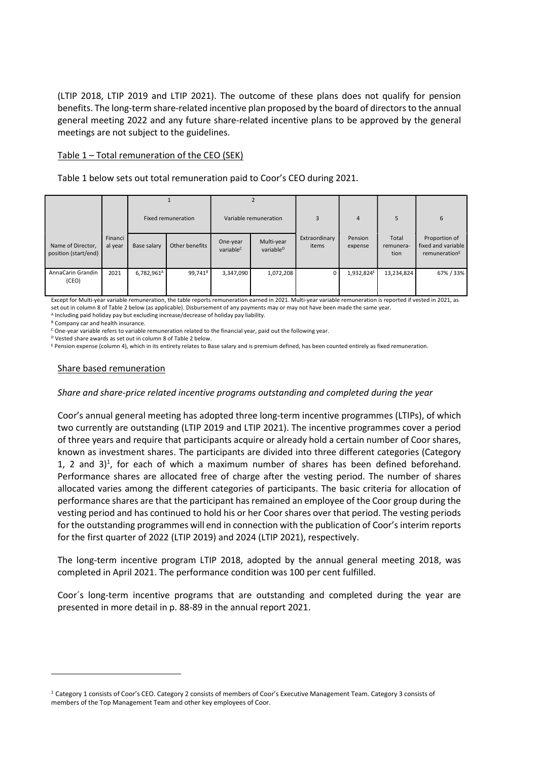(LTIP 2018, LTIP 2019 and LTIP 2021). The outcome of these plans does not qualify for pension benefits. The long-term share-related incentive plan proposed by the board of directors to the annual general meeting 2022 and any future share-related incentive plans to be approved by the general meetings are not subject to the guidelines.

Table 1 – Total remuneration of the CEO (SEK)

Table 1 below sets out total remuneration paid to Coor's CEO during 2021.

| | | 1 | | 2 | | | | | |
|---|---|---|---|---|---|---|---|---|---|
| | | Fixed remuneration | | Variable remuneration | | 3 | 4 | 5 | 6 |
| Name of Director, position (start/end) | Financial year | Base salary | Other benefits | One-year variable[C] | Multi-year variable[D] | Extraordinary items | Pension expense | Total remuneration | Proportion of fixed and variable remuneration[E] |
| AnnaCarin Grandin (CEO) | 2021 | 6,782,961[A] | 99,741[B] | 3,347,090 | 1,072,208 | 0 | 1,932,824[E] | 13,234,824 | 67% / 33% |

Except for Multi-year variable remuneration, the table reports remuneration earned in 2021. Multi-year variable remuneration is reported if vested in 2021, as set out in column 8 of Table 2 below (as applicable). Disbursement of any payments may or may not have been made the same year.

[A] Including paid holiday pay but excluding increase/decrease of holiday pay liability.

[B] Company car and health insurance.

[C] One-year variable refers to variable remuneration related to the financial year, paid out the following year.

[D] Vested share awards as set out in column 8 of Table 2 below.

[E] Pension expense (column 4), which in its entirety relates to Base salary and is premium defined, has been counted entirely as fixed remuneration.

Share based remuneration

*Share and share-price related incentive programs outstanding and completed during the year*

Coor's annual general meeting has adopted three long-term incentive programmes (LTIPs), of which two currently are outstanding (LTIP 2019 and LTIP 2021). The incentive programmes cover a period of three years and require that participants acquire or already hold a certain number of Coor shares, known as investment shares. The participants are divided into three different categories (Category 1, 2 and 3)[1], for each of which a maximum number of shares has been defined beforehand. Performance shares are allocated free of charge after the vesting period. The number of shares allocated varies among the different categories of participants. The basic criteria for allocation of performance shares are that the participant has remained an employee of the Coor group during the vesting period and has continued to hold his or her Coor shares over that period. The vesting periods for the outstanding programmes will end in connection with the publication of Coor's interim reports for the first quarter of 2022 (LTIP 2019) and 2024 (LTIP 2021), respectively.

The long-term incentive program LTIP 2018, adopted by the annual general meeting 2018, was completed in April 2021. The performance condition was 100 per cent fulfilled.

Coor´s long-term incentive programs that are outstanding and completed during the year are presented in more detail in p. 88-89 in the annual report 2021.

[1] Category 1 consists of Coor's CEO. Category 2 consists of members of Coor's Executive Management Team. Category 3 consists of members of the Top Management Team and other key employees of Coor.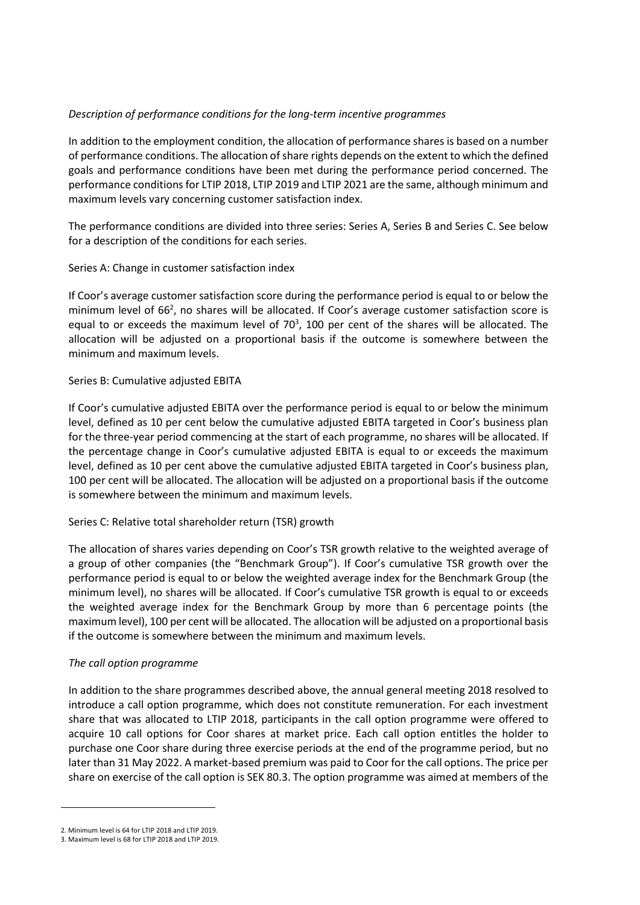*Description of performance conditions for the long-term incentive programmes*

In addition to the employment condition, the allocation of performance shares is based on a number of performance conditions. The allocation of share rights depends on the extent to which the defined goals and performance conditions have been met during the performance period concerned. The performance conditions for LTIP 2018, LTIP 2019 and LTIP 2021 are the same, although minimum and maximum levels vary concerning customer satisfaction index.

The performance conditions are divided into three series: Series A, Series B and Series C. See below for a description of the conditions for each series.

Series A: Change in customer satisfaction index

If Coor's average customer satisfaction score during the performance period is equal to or below the minimum level of 66[2], no shares will be allocated. If Coor's average customer satisfaction score is equal to or exceeds the maximum level of 70[3], 100 per cent of the shares will be allocated. The allocation will be adjusted on a proportional basis if the outcome is somewhere between the minimum and maximum levels.

Series B: Cumulative adjusted EBITA

If Coor's cumulative adjusted EBITA over the performance period is equal to or below the minimum level, defined as 10 per cent below the cumulative adjusted EBITA targeted in Coor's business plan for the three-year period commencing at the start of each programme, no shares will be allocated. If the percentage change in Coor's cumulative adjusted EBITA is equal to or exceeds the maximum level, defined as 10 per cent above the cumulative adjusted EBITA targeted in Coor's business plan, 100 per cent will be allocated. The allocation will be adjusted on a proportional basis if the outcome is somewhere between the minimum and maximum levels.

Series C: Relative total shareholder return (TSR) growth

The allocation of shares varies depending on Coor's TSR growth relative to the weighted average of a group of other companies (the "Benchmark Group"). If Coor's cumulative TSR growth over the performance period is equal to or below the weighted average index for the Benchmark Group (the minimum level), no shares will be allocated. If Coor's cumulative TSR growth is equal to or exceeds the weighted average index for the Benchmark Group by more than 6 percentage points (the maximum level), 100 per cent will be allocated. The allocation will be adjusted on a proportional basis if the outcome is somewhere between the minimum and maximum levels.

*The call option programme*

In addition to the share programmes described above, the annual general meeting 2018 resolved to introduce a call option programme, which does not constitute remuneration. For each investment share that was allocated to LTIP 2018, participants in the call option programme were offered to acquire 10 call options for Coor shares at market price. Each call option entitles the holder to purchase one Coor share during three exercise periods at the end of the programme period, but no later than 31 May 2022. A market-based premium was paid to Coor for the call options. The price per share on exercise of the call option is SEK 80.3. The option programme was aimed at members of the

2. Minimum level is 64 for LTIP 2018 and LTIP 2019.
3. Maximum level is 68 for LTIP 2018 and LTIP 2019.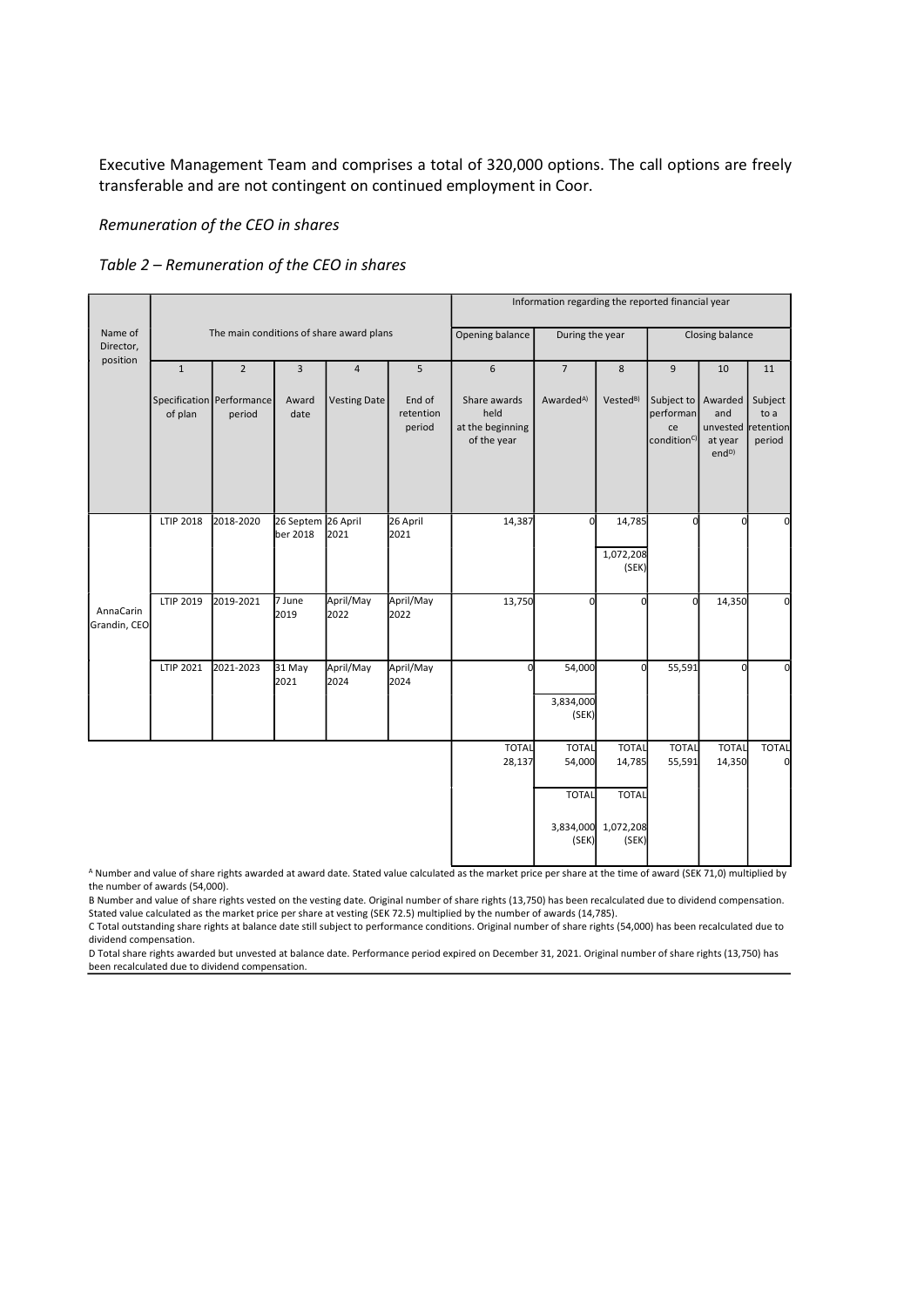Executive Management Team and comprises a total of 320,000 options. The call options are freely transferable and are not contingent on continued employment in Coor.

*Remuneration of the CEO in shares*

*Table 2 – Remuneration of the CEO in shares*

| Name of Director, position | The main conditions of share award plans | | | | | Information regarding the reported financial year | | | | | |
|---|---|---|---|---|---|---|---|---|---|---|---|
| | | | | | | Opening balance | During the year | | Closing balance | | |
| | 1 | 2 | 3 | 4 | 5 | 6 | 7 | 8 | 9 | 10 | 11 |
| | Specification of plan | Performance period | Award date | Vesting Date | End of retention period | Share awards held at the beginning of the year | Awarded[A)] | Vested[B)] | Subject to performance condition[C)] | Awarded and unvested at year end[D)] | Subject to a retention period |
| AnnaCarin Grandin, CEO | LTIP 2018 | 2018-2020 | 26 September 2018 | 26 April 2021 | 26 April 2021 | 14,387 | 0 | 14,785<br>1,072,208 (SEK) | 0 | 0 | 0 |
| | LTIP 2019 | 2019-2021 | 7 June 2019 | April/May 2022 | April/May 2022 | 13,750 | 0 | 0 | 0 | 14,350 | 0 |
| | LTIP 2021 | 2021-2023 | 31 May 2021 | April/May 2024 | April/May 2024 | 0 | 54,000<br>3,834,000 (SEK) | 0 | 55,591 | 0 | 0 |
| | | | | | | TOTAL 28,137 | TOTAL 54,000 | TOTAL 14,785 | TOTAL 55,591 | TOTAL 14,350 | TOTAL 0 |
| | | | | | | | TOTAL 3,834,000 (SEK) | TOTAL 1,072,208 (SEK) | | | |

A Number and value of share rights awarded at award date. Stated value calculated as the market price per share at the time of award (SEK 71,0) multiplied by the number of awards (54,000).

B Number and value of share rights vested on the vesting date. Original number of share rights (13,750) has been recalculated due to dividend compensation. Stated value calculated as the market price per share at vesting (SEK 72.5) multiplied by the number of awards (14,785).

C Total outstanding share rights at balance date still subject to performance conditions. Original number of share rights (54,000) has been recalculated due to dividend compensation.

D Total share rights awarded but unvested at balance date. Performance period expired on December 31, 2021. Original number of share rights (13,750) has been recalculated due to dividend compensation.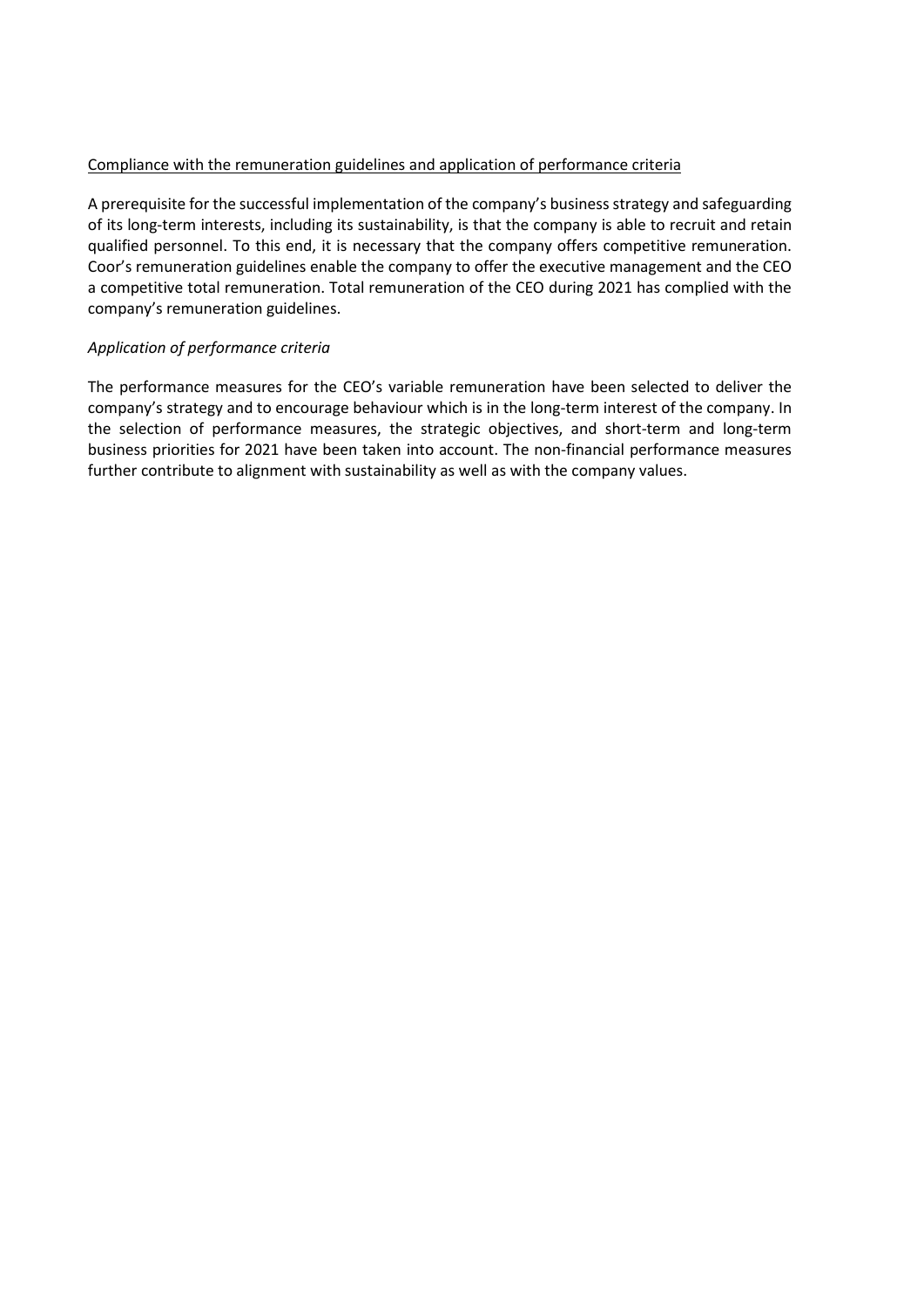## Compliance with the remuneration guidelines and application of performance criteria

A prerequisite for the successful implementation of the company's business strategy and safeguarding of its long-term interests, including its sustainability, is that the company is able to recruit and retain qualified personnel. To this end, it is necessary that the company offers competitive remuneration. Coor's remuneration guidelines enable the company to offer the executive management and the CEO a competitive total remuneration. Total remuneration of the CEO during 2021 has complied with the company's remuneration guidelines.

### *Application of performance criteria*

The performance measures for the CEO's variable remuneration have been selected to deliver the company's strategy and to encourage behaviour which is in the long-term interest of the company. In the selection of performance measures, the strategic objectives, and short-term and long-term business priorities for 2021 have been taken into account. The non-financial performance measures further contribute to alignment with sustainability as well as with the company values.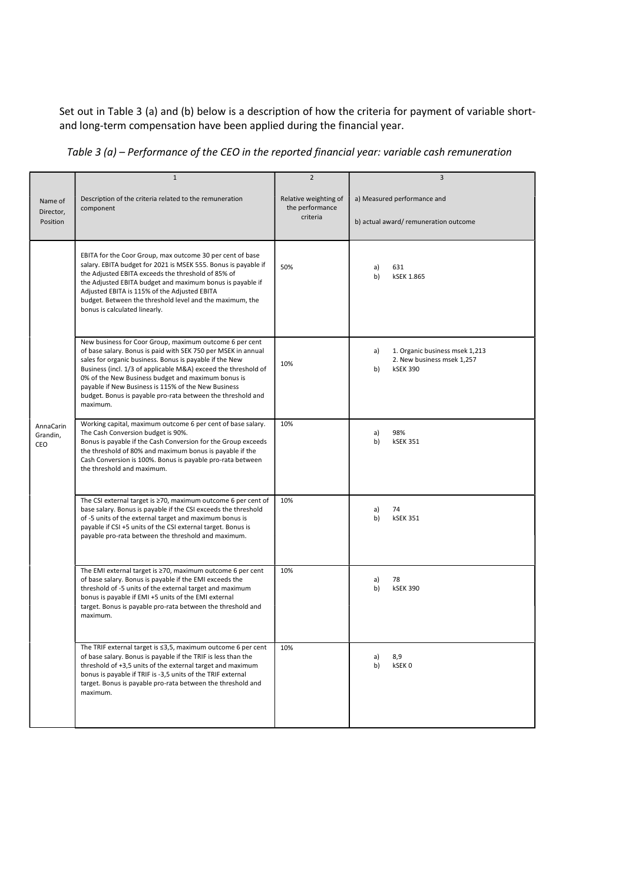Set out in Table 3 (a) and (b) below is a description of how the criteria for payment of variable short- and long-term compensation have been applied during the financial year.

*Table 3 (a) – Performance of the CEO in the reported financial year: variable cash remuneration*

| | 1 | 2 | 3 |
|---|---|---|---|
| Name of Director, Position | Description of the criteria related to the remuneration component | Relative weighting of the performance criteria | a) Measured performance and<br>b) actual award/ remuneration outcome |
| AnnaCarin Grandin, CEO | EBITA for the Coor Group, max outcome 30 per cent of base salary. EBITA budget for 2021 is MSEK 555. Bonus is payable if the Adjusted EBITA exceeds the threshold of 85% of the Adjusted EBITA budget and maximum bonus is payable if Adjusted EBITA is 115% of the Adjusted EBITA budget. Between the threshold level and the maximum, the bonus is calculated linearly. | 50% | a) 631<br>b) kSEK 1.865 |
| | New business for Coor Group, maximum outcome 6 per cent of base salary. Bonus is paid with SEK 750 per MSEK in annual sales for organic business. Bonus is payable if the New Business (incl. 1/3 of applicable M&A) exceed the threshold of 0% of the New Business budget and maximum bonus is payable if New Business is 115% of the New Business budget. Bonus is payable pro-rata between the threshold and maximum. | 10% | a) 1. Organic business msek 1,213<br>2. New business msek 1,257<br>b) kSEK 390 |
| | Working capital, maximum outcome 6 per cent of base salary. The Cash Conversion budget is 90%. Bonus is payable if the Cash Conversion for the Group exceeds the threshold of 80% and maximum bonus is payable if the Cash Conversion is 100%. Bonus is payable pro-rata between the threshold and maximum. | 10% | a) 98%<br>b) kSEK 351 |
| | The CSI external target is ≥70, maximum outcome 6 per cent of base salary. Bonus is payable if the CSI exceeds the threshold of -5 units of the external target and maximum bonus is payable if CSI +5 units of the CSI external target. Bonus is payable pro-rata between the threshold and maximum. | 10% | a) 74<br>b) kSEK 351 |
| | The EMI external target is ≥70, maximum outcome 6 per cent of base salary. Bonus is payable if the EMI exceeds the threshold of -5 units of the external target and maximum bonus is payable if EMI +5 units of the EMI external target. Bonus is payable pro-rata between the threshold and maximum. | 10% | a) 78<br>b) kSEK 390 |
| | The TRIF external target is ≤3,5, maximum outcome 6 per cent of base salary. Bonus is payable if the TRIF is less than the threshold of +3,5 units of the external target and maximum bonus is payable if TRIF is -3,5 units of the TRIF external target. Bonus is payable pro-rata between the threshold and maximum. | 10% | a) 8,9<br>b) kSEK 0 |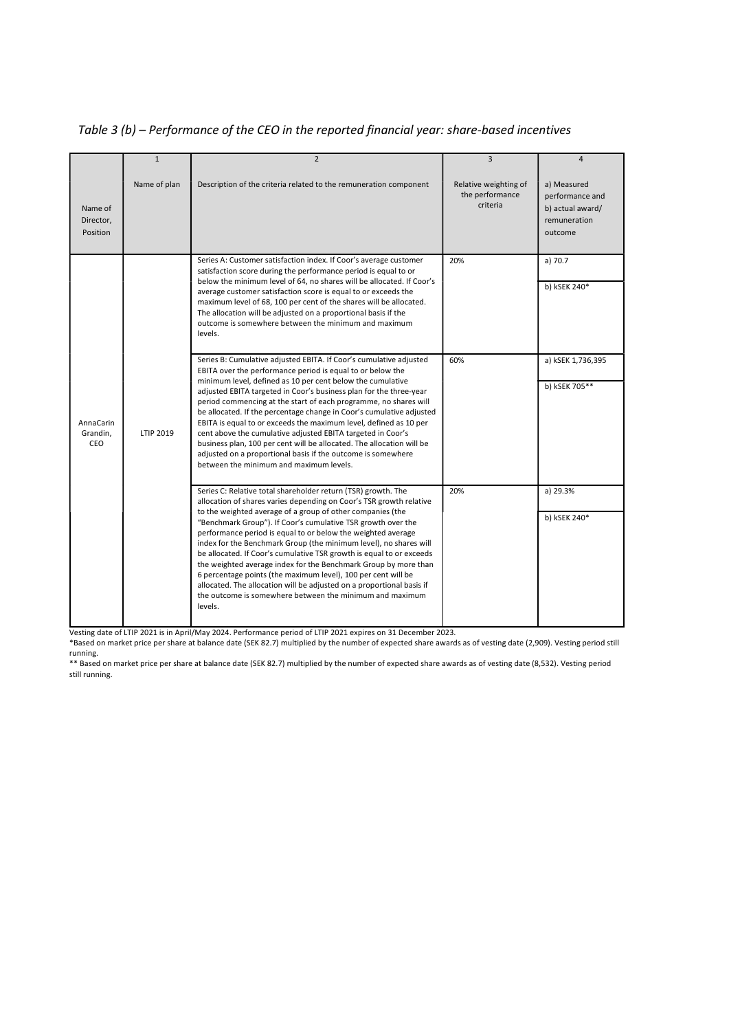*Table 3 (b) – Performance of the CEO in the reported financial year: share-based incentives*

| | 1 | 2 | 3 | 4 |
|---|---|---|---|---|
| Name of Director, Position | Name of plan | Description of the criteria related to the remuneration component | Relative weighting of the performance criteria | a) Measured performance and b) actual award/ remuneration outcome |
| AnnaCarin Grandin, CEO | LTIP 2019 | Series A: Customer satisfaction index. If Coor's average customer satisfaction score during the performance period is equal to or below the minimum level of 64, no shares will be allocated. If Coor's average customer satisfaction score is equal to or exceeds the maximum level of 68, 100 per cent of the shares will be allocated. The allocation will be adjusted on a proportional basis if the outcome is somewhere between the minimum and maximum levels. | 20% | a) 70.7<br>b) kSEK 240* |
| | | Series B: Cumulative adjusted EBITA. If Coor's cumulative adjusted EBITA over the performance period is equal to or below the minimum level, defined as 10 per cent below the cumulative adjusted EBITA targeted in Coor's business plan for the three-year period commencing at the start of each programme, no shares will be allocated. If the percentage change in Coor's cumulative adjusted EBITA is equal to or exceeds the maximum level, defined as 10 per cent above the cumulative adjusted EBITA targeted in Coor's business plan, 100 per cent will be allocated. The allocation will be adjusted on a proportional basis if the outcome is somewhere between the minimum and maximum levels. | 60% | a) kSEK 1,736,395<br>b) kSEK 705** |
| | | Series C: Relative total shareholder return (TSR) growth. The allocation of shares varies depending on Coor's TSR growth relative to the weighted average of a group of other companies (the "Benchmark Group"). If Coor's cumulative TSR growth over the performance period is equal to or below the weighted average index for the Benchmark Group (the minimum level), no shares will be allocated. If Coor's cumulative TSR growth is equal to or exceeds the weighted average index for the Benchmark Group by more than 6 percentage points (the maximum level), 100 per cent will be allocated. The allocation will be adjusted on a proportional basis if the outcome is somewhere between the minimum and maximum levels. | 20% | a) 29.3%<br>b) kSEK 240* |

Vesting date of LTIP 2021 is in April/May 2024. Performance period of LTIP 2021 expires on 31 December 2023.

*Based on market price per share at balance date (SEK 82.7) multiplied by the number of expected share awards as of vesting date (2,909). Vesting period still running.

** Based on market price per share at balance date (SEK 82.7) multiplied by the number of expected share awards as of vesting date (8,532). Vesting period still running.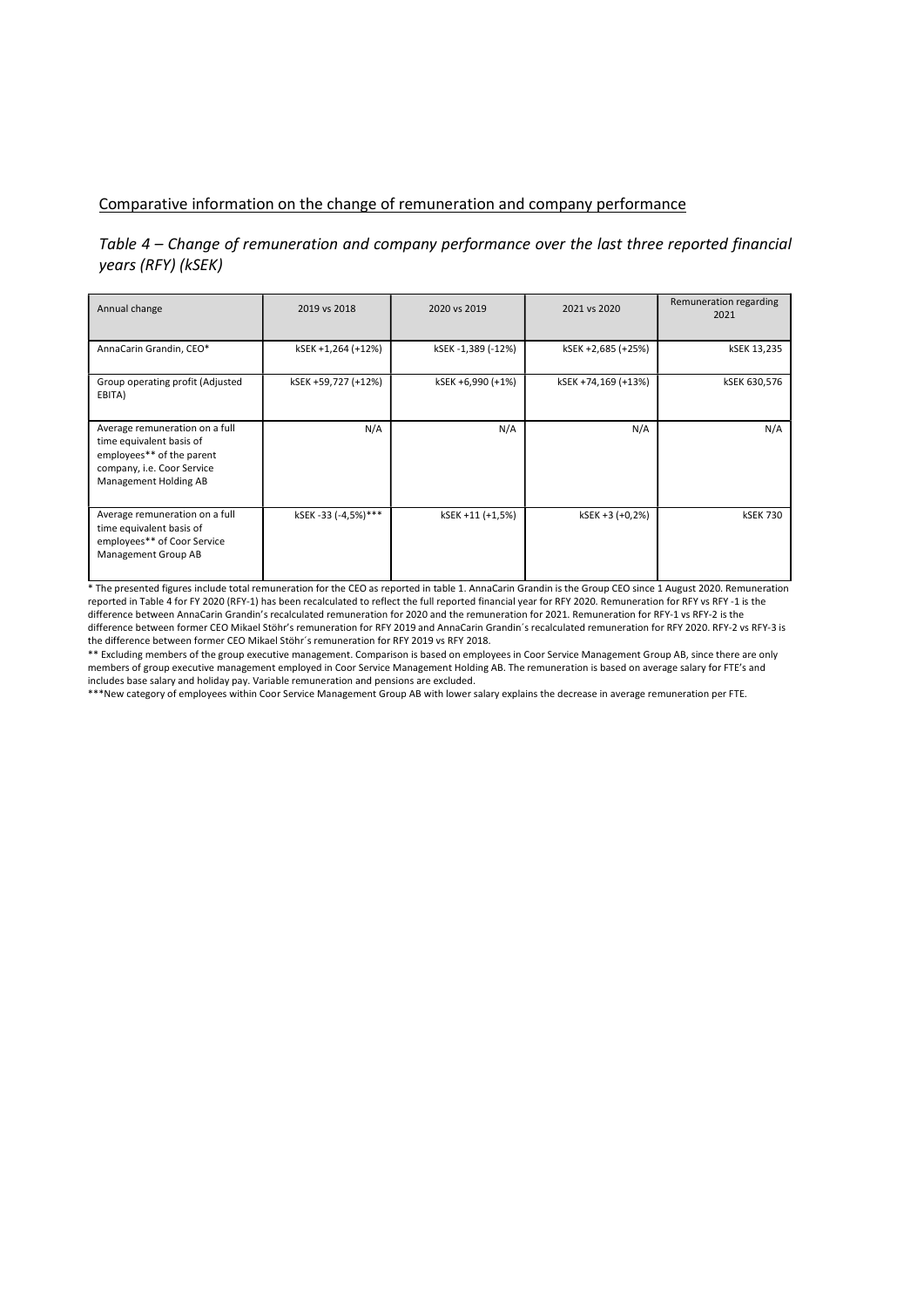Comparative information on the change of remuneration and company performance

*Table 4 – Change of remuneration and company performance over the last three reported financial years (RFY) (kSEK)*

| Annual change | 2019 vs 2018 | 2020 vs 2019 | 2021 vs 2020 | Remuneration regarding 2021 |
|---|---|---|---|---|
| AnnaCarin Grandin, CEO* | kSEK +1,264 (+12%) | kSEK -1,389 (-12%) | kSEK +2,685 (+25%) | kSEK 13,235 |
| Group operating profit (Adjusted EBITA) | kSEK +59,727 (+12%) | kSEK +6,990 (+1%) | kSEK +74,169 (+13%) | kSEK 630,576 |
| Average remuneration on a full time equivalent basis of employees** of the parent company, i.e. Coor Service Management Holding AB | N/A | N/A | N/A | N/A |
| Average remuneration on a full time equivalent basis of employees** of Coor Service Management Group AB | kSEK -33 (-4,5%)*** | kSEK +11 (+1,5%) | kSEK +3 (+0,2%) | kSEK 730 |

* The presented figures include total remuneration for the CEO as reported in table 1. AnnaCarin Grandin is the Group CEO since 1 August 2020. Remuneration reported in Table 4 for FY 2020 (RFY-1) has been recalculated to reflect the full reported financial year for RFY 2020. Remuneration for RFY vs RFY -1 is the difference between AnnaCarin Grandin's recalculated remuneration for 2020 and the remuneration for 2021. Remuneration for RFY-1 vs RFY-2 is the difference between former CEO Mikael Stöhr's remuneration for RFY 2019 and AnnaCarin Grandin´s recalculated remuneration for RFY 2020. RFY-2 vs RFY-3 is the difference between former CEO Mikael Stöhr´s remuneration for RFY 2019 vs RFY 2018.

** Excluding members of the group executive management. Comparison is based on employees in Coor Service Management Group AB, since there are only members of group executive management employed in Coor Service Management Holding AB. The remuneration is based on average salary for FTE's and includes base salary and holiday pay. Variable remuneration and pensions are excluded.

***New category of employees within Coor Service Management Group AB with lower salary explains the decrease in average remuneration per FTE.